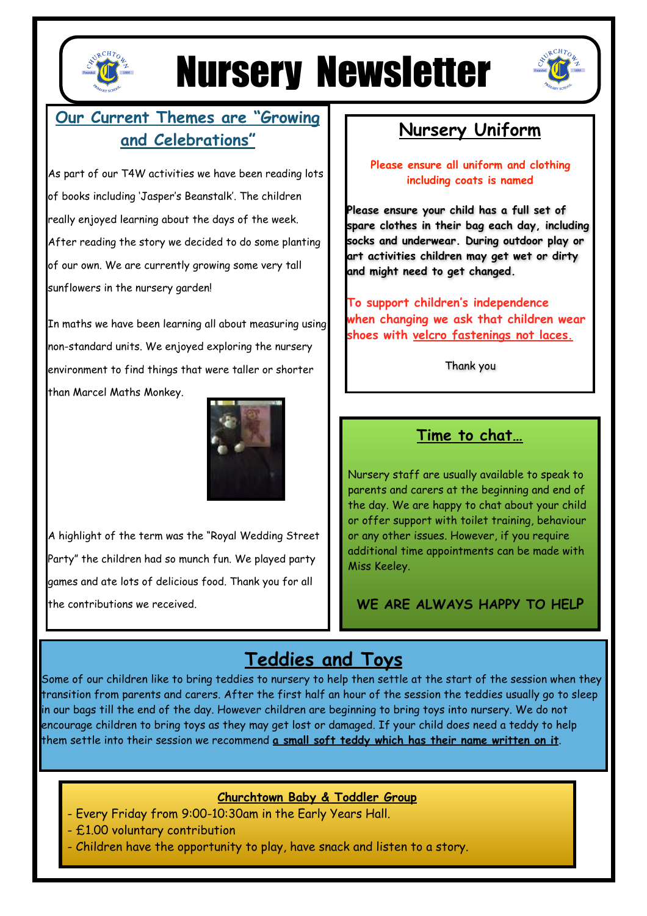# Nursery Newsletter

## Our Current Themes are "Growing and Celebrations"

As part of our T4W activities we have been reading lots of books including 'Jasper's Beanstalk'. The children really enjoyed learning about the days of the week. After reading the story we decided to do some planting of our own. We are currently growing some very tall sunflowers in the nursery garden!

In maths we have been learning all about measuring using non-standard units. We enjoyed exploring the nursery environment to find things that were taller or shorter than Marcel Maths Monkey.

A highlight of the term was the "Royal Wedding Street Party" the children had so munch fun. We played party games and ate lots of delicious food. Thank you for all the contributions we received.

## Nursery Uniform

**Please ensure all uniform and clothing including coats is named**

**Please ensure your child has a full set of spare clothes in their bag each day, including socks and underwear. During outdoor play or art activities children may get wet or dirty and might need to get changed.**

**To support children's independence when changing we ask that children wear shoes with velcro fastenings not laces.**

Thank you

## Time to chat…

Nursery staff are usually available to speak to parents and carers at the beginning and end of the day. We are happy to chat about your child or offer support with toilet training, behaviour or any other issues. However, if you require additional time appointments can be made with Miss Keeley.

**WE ARE ALWAYS HAPPY TO HELP**

## Teddies and Toys

Some of our children like to bring teddies to nursery to help then settle at the start of the session when they transition from parents and carers. After the first half an hour of the session the teddies usually go to sleep in our bags till the end of the day. However children are beginning to bring toys into nursery. We do not encourage children to bring toys as they may get lost or damaged. If your child does need a teddy to help them settle into their session we recommend **a small soft teddy which has their name written on it**.

### Churchtown Baby & Toddler Group

- Every Friday from 9:00-10:30am in the Early Years Hall.
- £1.00 voluntary contribution
- Children have the opportunity to play, have snack and listen to a story.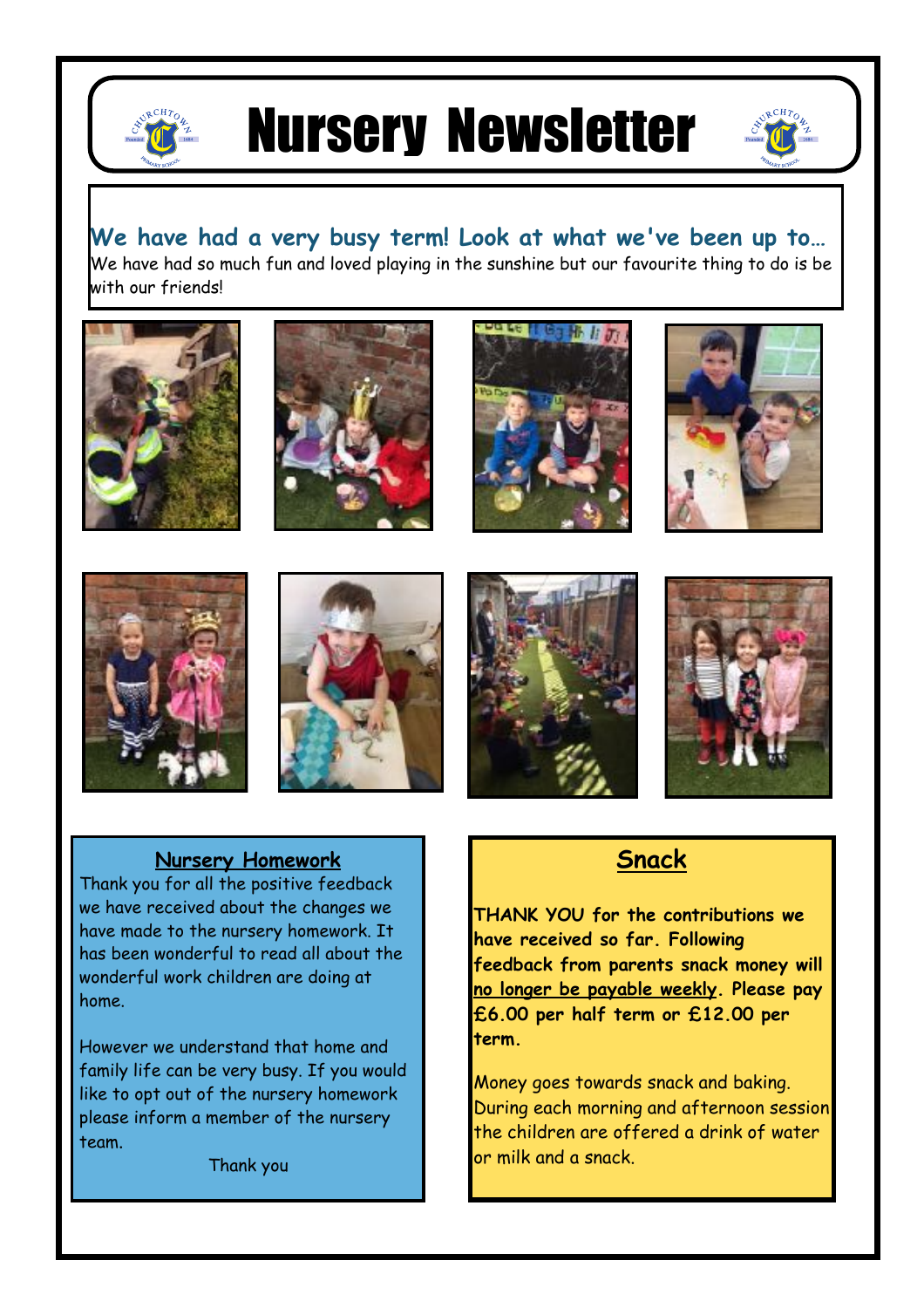# Nursery Newsletter

## We have had a very busy term! Look at what we've been up to…

We have had so much fun and loved playing in the sunshine but our favourite thing to do is be with our friends!

### Nursery Homework

Thank you for all the positive feedback we have received about the changes we have made to the nursery homework. It has been wonderful to read all about the wonderful work children are doing at home.

However we understand that home and family life can be very busy. If you would like to opt out of the nursery homework please inform a member of the nursery team.

Thank you

### Snack

**THANK YOU for the contributions we have received so far. Following feedback from parents snack money will <u>no longer be payable weekly</u>. Please pay £6.00 per half term or £12.00 per term.**

Money goes towards snack and baking. During each morning and afternoon session the children are offered a drink of water or milk and a snack.